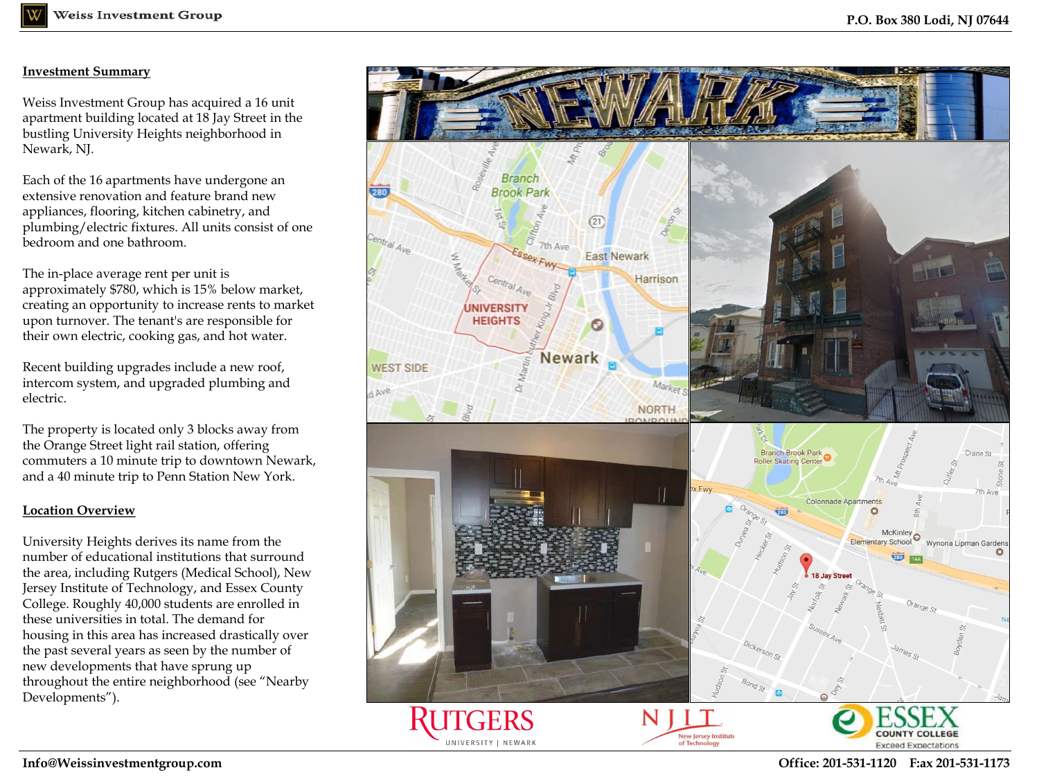## Investment Summary

Weiss Investment Group has acquired a 16 unit apartment building located at 18 Jay Street in the bustling University Heights neighborhood in Newark, NJ.

Each of the 16 apartments have undergone an extensive renovation and feature brand new appliances, flooring, kitchen cabinetry, and plumbing/electric fixtures. All units consist of one bedroom and one bathroom.

The in-place average rent per unit is approximately $780, which is 15% below market, creating an opportunity to increase rents to market upon turnover. The tenant's are responsible for their own electric, cooking gas, and hot water.

Recent building upgrades include a new roof, intercom system, and upgraded plumbing and electric.

The property is located only 3 blocks away from the Orange Street light rail station, offering commuters a 10 minute trip to downtown Newark, and a 40 minute trip to Penn Station New York.

## Location Overview

University Heights derives its name from the number of educational institutions that surround the area, including Rutgers (Medical School), New Jersey Institute of Technology, and Essex County College. Roughly 40,000 students are enrolled in these universities in total. The demand for housing in this area has increased drastically over the past several years as seen by the number of new developments that have sprung up throughout the entire neighborhood (see "Nearby Developments").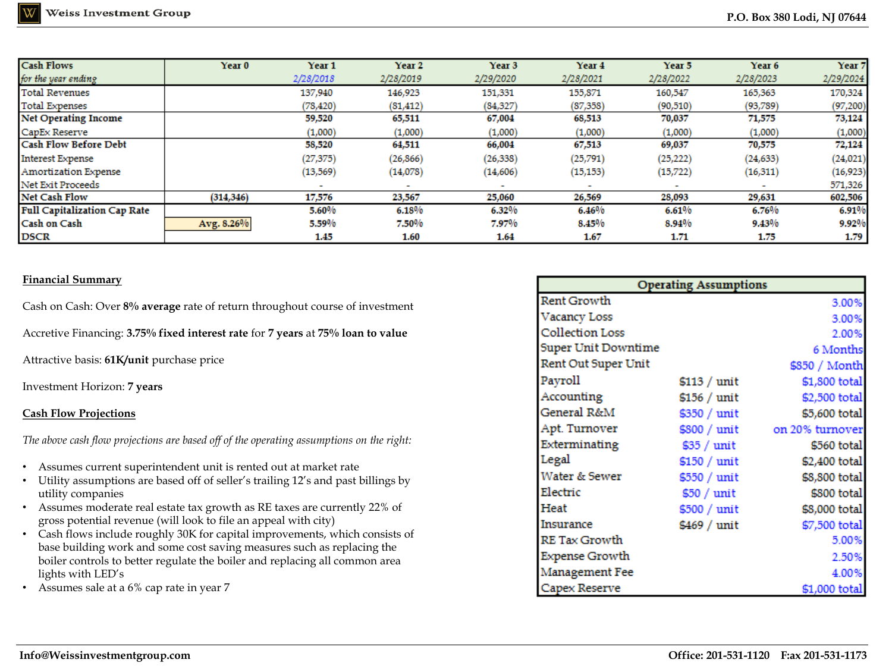| Cash Flows *for the year ending* | Year 0 | Year 1 *2/28/2018* | Year 2 *2/28/2019* | Year 3 *2/29/2020* | Year 4 *2/28/2021* | Year 5 *2/28/2022* | Year 6 *2/28/2023* | Year 7 *2/29/2024* |
|---|---|---|---|---|---|---|---|---|
| Total Revenues | | 137,940 | 146,923 | 151,331 | 155,871 | 160,547 | 165,363 | 170,324 |
| Total Expenses | | (78,420) | (81,412) | (84,327) | (87,358) | (90,510) | (93,789) | (97,200) |
| **Net Operating Income** | | **59,520** | **65,511** | **67,004** | **68,513** | **70,037** | **71,575** | **73,124** |
| CapEx Reserve | | (1,000) | (1,000) | (1,000) | (1,000) | (1,000) | (1,000) | (1,000) |
| **Cash Flow Before Debt** | | **58,520** | **64,511** | **66,004** | **67,513** | **69,037** | **70,575** | **72,124** |
| Interest Expense | | (27,375) | (26,866) | (26,338) | (25,791) | (25,222) | (24,633) | (24,021) |
| Amortization Expense | | (13,569) | (14,078) | (14,606) | (15,153) | (15,722) | (16,311) | (16,923) |
| Net Exit Proceeds | | - | - | - | - | - | - | 571,326 |
| **Net Cash Flow** | **(314,346)** | **17,576** | **23,567** | **25,060** | **26,569** | **28,093** | **29,631** | **602,506** |
| **Full Capitalization Cap Rate** | | **5.60%** | **6.18%** | **6.32%** | **6.46%** | **6.61%** | **6.76%** | **6.91%** |
| **Cash on Cash** | **Avg. 8.26%** | **5.59%** | **7.50%** | **7.97%** | **8.45%** | **8.94%** | **9.43%** | **9.92%** |
| **DSCR** | | **1.45** | **1.60** | **1.64** | **1.67** | **1.71** | **1.75** | **1.79** |

## Financial Summary

Cash on Cash: Over **8% average** rate of return throughout course of investment

Accretive Financing: **3.75% fixed interest rate** for **7 years** at **75% loan to value**

Attractive basis: **61K/unit** purchase price

Investment Horizon: **7 years**

## Cash Flow Projections

*The above cash flow projections are based off of the operating assumptions on the right:*

- Assumes current superintendent unit is rented out at market rate
- Utility assumptions are based off of seller's trailing 12's and past billings by utility companies
- Assumes moderate real estate tax growth as RE taxes are currently 22% of gross potential revenue (will look to file an appeal with city)
- Cash flows include roughly 30K for capital improvements, which consists of base building work and some cost saving measures such as replacing the boiler controls to better regulate the boiler and replacing all common area lights with LED's
- Assumes sale at a 6% cap rate in year 7

| Operating Assumptions | | |
|---|---|---|
| Rent Growth | | 3.00% |
| Vacancy Loss | | 3.00% |
| Collection Loss | | 2.00% |
| Super Unit Downtime | | 6 Months |
| Rent Out Super Unit | | $850 / Month |
| Payroll | $113 / unit | $1,800 total |
| Accounting | $156 / unit | $2,500 total |
| General R&M | $350 / unit | $5,600 total |
| Apt. Turnover | $800 / unit | on 20% turnover |
| Exterminating | $35 / unit | $560 total |
| Legal | $150 / unit | $2,400 total |
| Water & Sewer | $550 / unit | $8,800 total |
| Electric | $50 / unit | $800 total |
| Heat | $500 / unit | $8,000 total |
| Insurance | $469 / unit | $7,500 total |
| RE Tax Growth | | 5.00% |
| Expense Growth | | 2.50% |
| Management Fee | | 4.00% |
| Capex Reserve | | $1,000 total |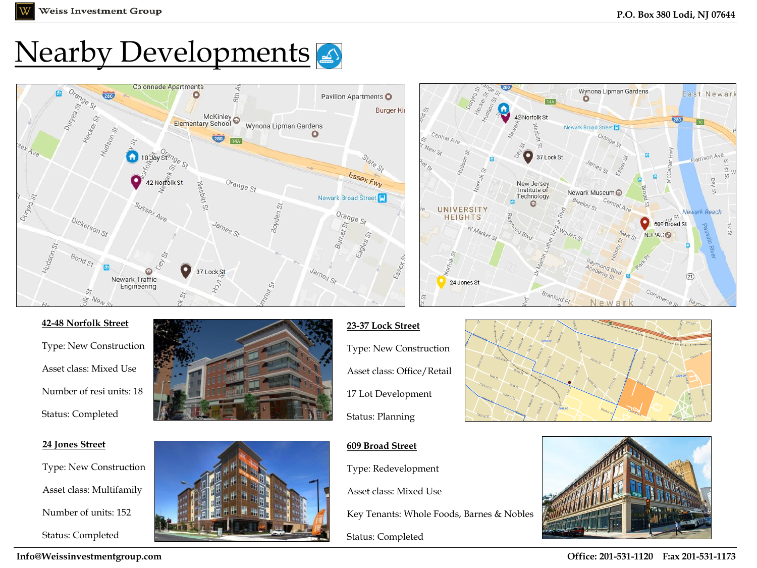# Nearby Developments

**42-48 Norfolk Street**

Type: New Construction

Asset class: Mixed Use

Number of resi units: 18

Status: Completed

**23-37 Lock Street**

Type: New Construction

Asset class: Office/Retail

17 Lot Development

Status: Planning

**24 Jones Street**

Type: New Construction

Asset class: Multifamily

Number of units: 152

Status: Completed

**609 Broad Street**

Type: Redevelopment

Asset class: Mixed Use

Key Tenants: Whole Foods, Barnes & Nobles

Status: Completed